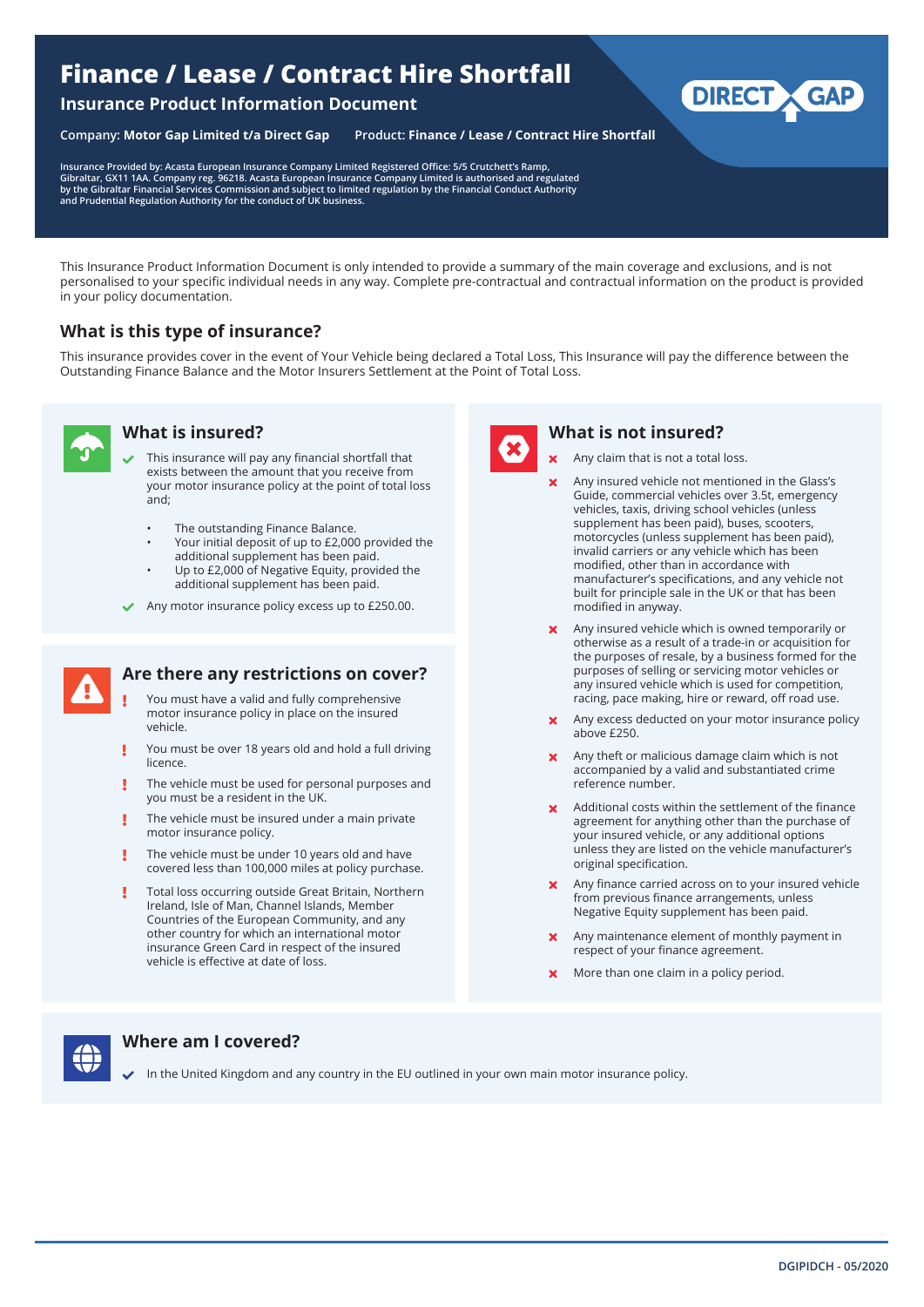# Finance / Lease / Contract Hire Shortfall

## Insurance Product Information Document

Company: **Motor Gap Limited t/a Direct Gap** Product: **Finance / Lease / Contract Hire Shortfall**

**Insurance Provided by: Acasta European Insurance Company Limited Registered Office: 5/5 Crutchett's Ramp, Gibraltar, GX11 1AA. Company reg. 96218. Acasta European Insurance Company Limited is authorised and regulated by the Gibraltar Financial Services Commission and subject to limited regulation by the Financial Conduct Authority and Prudential Regulation Authority for the conduct of UK business.**

This Insurance Product Information Document is only intended to provide a summary of the main coverage and exclusions, and is not personalised to your specific individual needs in any way. Complete pre-contractual and contractual information on the product is provided in your policy documentation.

## What is this type of insurance?

This insurance provides cover in the event of Your Vehicle being declared a Total Loss, This Insurance will pay the difference between the Outstanding Finance Balance and the Motor Insurers Settlement at the Point of Total Loss.

### What is insured?

- ✔ This insurance will pay any financial shortfall that exists between the amount that you receive from your motor insurance policy at the point of total loss and;
  - The outstanding Finance Balance.
  - Your initial deposit of up to £2,000 provided the additional supplement has been paid.
  - Up to £2,000 of Negative Equity, provided the additional supplement has been paid.
- ✔ Any motor insurance policy excess up to £250.00.

### Are there any restrictions on cover?

- ! You must have a valid and fully comprehensive motor insurance policy in place on the insured vehicle.
- ! You must be over 18 years old and hold a full driving licence.
- ! The vehicle must be used for personal purposes and you must be a resident in the UK.
- ! The vehicle must be insured under a main private motor insurance policy.
- ! The vehicle must be under 10 years old and have covered less than 100,000 miles at policy purchase.
- ! Total loss occurring outside Great Britain, Northern Ireland, Isle of Man, Channel Islands, Member Countries of the European Community, and any other country for which an international motor insurance Green Card in respect of the insured vehicle is effective at date of loss.

### What is not insured?

- ✘ Any claim that is not a total loss.
- ✘ Any insured vehicle not mentioned in the Glass's Guide, commercial vehicles over 3.5t, emergency vehicles, taxis, driving school vehicles (unless supplement has been paid), buses, scooters, motorcycles (unless supplement has been paid), invalid carriers or any vehicle which has been modified, other than in accordance with manufacturer's specifications, and any vehicle not built for principle sale in the UK or that has been modified in anyway.
- ✘ Any insured vehicle which is owned temporarily or otherwise as a result of a trade-in or acquisition for the purposes of resale, by a business formed for the purposes of selling or servicing motor vehicles or any insured vehicle which is used for competition, racing, pace making, hire or reward, off road use.
- ✘ Any excess deducted on your motor insurance policy above £250.
- ✘ Any theft or malicious damage claim which is not accompanied by a valid and substantiated crime reference number.
- ✘ Additional costs within the settlement of the finance agreement for anything other than the purchase of your insured vehicle, or any additional options unless they are listed on the vehicle manufacturer's original specification.
- ✘ Any finance carried across on to your insured vehicle from previous finance arrangements, unless Negative Equity supplement has been paid.
- ✘ Any maintenance element of monthly payment in respect of your finance agreement.
- ✘ More than one claim in a policy period.

### Where am I covered?

- ✔ In the United Kingdom and any country in the EU outlined in your own main motor insurance policy.

DGIPIDCH - 05/2020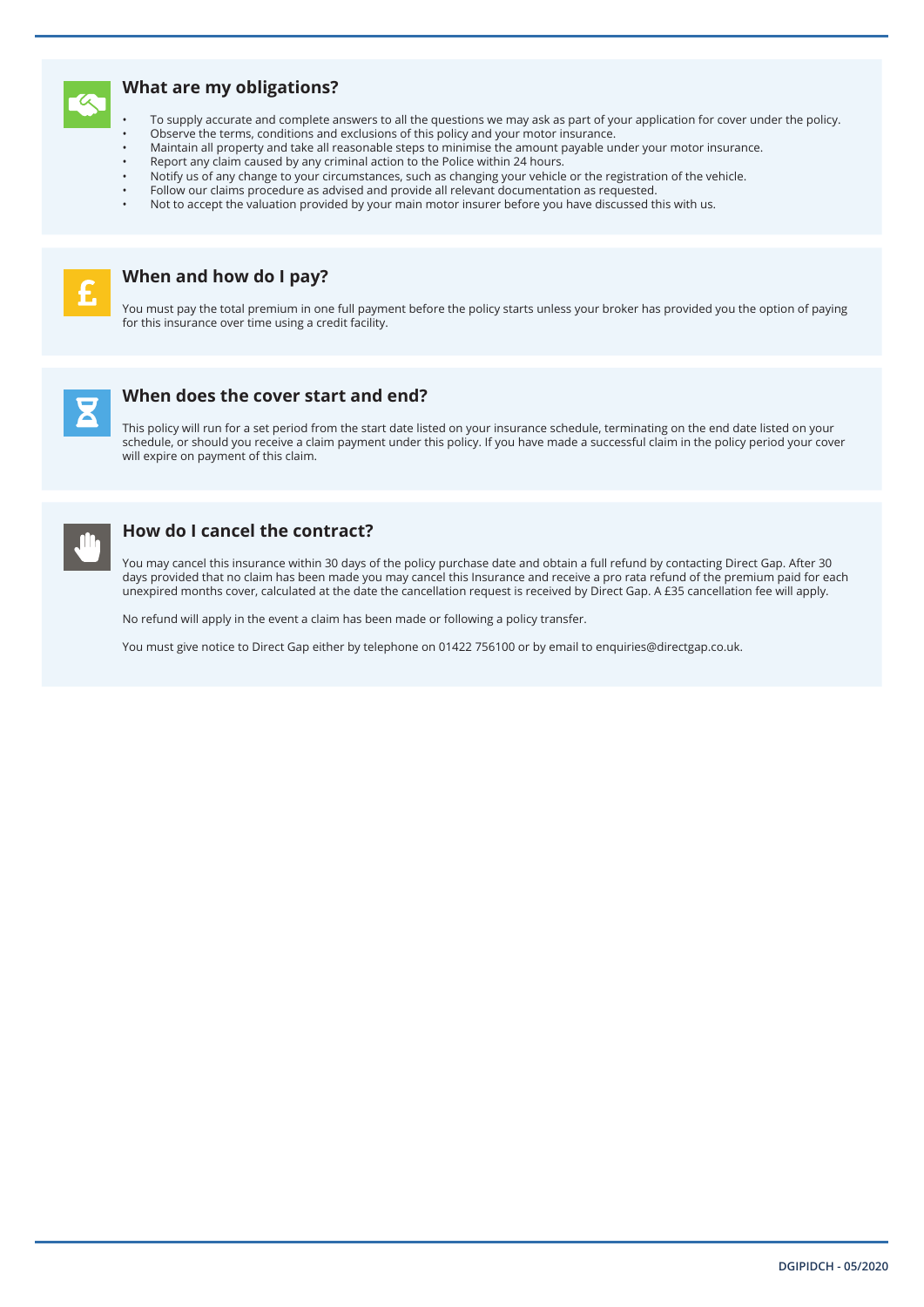## What are my obligations?

- To supply accurate and complete answers to all the questions we may ask as part of your application for cover under the policy.
- Observe the terms, conditions and exclusions of this policy and your motor insurance.
- Maintain all property and take all reasonable steps to minimise the amount payable under your motor insurance.
- Report any claim caused by any criminal action to the Police within 24 hours.
- Notify us of any change to your circumstances, such as changing your vehicle or the registration of the vehicle.
- Follow our claims procedure as advised and provide all relevant documentation as requested.
- Not to accept the valuation provided by your main motor insurer before you have discussed this with us.

## When and how do I pay?

You must pay the total premium in one full payment before the policy starts unless your broker has provided you the option of paying for this insurance over time using a credit facility.

## When does the cover start and end?

This policy will run for a set period from the start date listed on your insurance schedule, terminating on the end date listed on your schedule, or should you receive a claim payment under this policy. If you have made a successful claim in the policy period your cover will expire on payment of this claim.

## How do I cancel the contract?

You may cancel this insurance within 30 days of the policy purchase date and obtain a full refund by contacting Direct Gap. After 30 days provided that no claim has been made you may cancel this Insurance and receive a pro rata refund of the premium paid for each unexpired months cover, calculated at the date the cancellation request is received by Direct Gap. A £35 cancellation fee will apply.

No refund will apply in the event a claim has been made or following a policy transfer.

You must give notice to Direct Gap either by telephone on 01422 756100 or by email to enquiries@directgap.co.uk.

DGIPIDCH - 05/2020